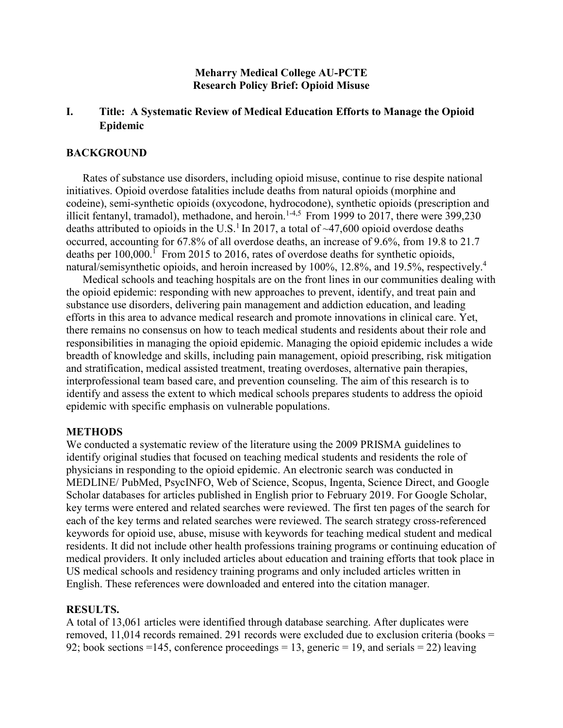**Meharry Medical College AU-PCTE**
**Research Policy Brief: Opioid Misuse**

# I. Title: A Systematic Review of Medical Education Efforts to Manage the Opioid Epidemic

## BACKGROUND

Rates of substance use disorders, including opioid misuse, continue to rise despite national initiatives. Opioid overdose fatalities include deaths from natural opioids (morphine and codeine), semi-synthetic opioids (oxycodone, hydrocodone), synthetic opioids (prescription and illicit fentanyl, tramadol), methadone, and heroin.[1-4,5] From 1999 to 2017, there were 399,230 deaths attributed to opioids in the U.S.[1] In 2017, a total of ~47,600 opioid overdose deaths occurred, accounting for 67.8% of all overdose deaths, an increase of 9.6%, from 19.8 to 21.7 deaths per 100,000.[1] From 2015 to 2016, rates of overdose deaths for synthetic opioids, natural/semisynthetic opioids, and heroin increased by 100%, 12.8%, and 19.5%, respectively.[4]

Medical schools and teaching hospitals are on the front lines in our communities dealing with the opioid epidemic: responding with new approaches to prevent, identify, and treat pain and substance use disorders, delivering pain management and addiction education, and leading efforts in this area to advance medical research and promote innovations in clinical care. Yet, there remains no consensus on how to teach medical students and residents about their role and responsibilities in managing the opioid epidemic. Managing the opioid epidemic includes a wide breadth of knowledge and skills, including pain management, opioid prescribing, risk mitigation and stratification, medical assisted treatment, treating overdoses, alternative pain therapies, interprofessional team based care, and prevention counseling. The aim of this research is to identify and assess the extent to which medical schools prepares students to address the opioid epidemic with specific emphasis on vulnerable populations.

## METHODS

We conducted a systematic review of the literature using the 2009 PRISMA guidelines to identify original studies that focused on teaching medical students and residents the role of physicians in responding to the opioid epidemic. An electronic search was conducted in MEDLINE/ PubMed, PsycINFO, Web of Science, Scopus, Ingenta, Science Direct, and Google Scholar databases for articles published in English prior to February 2019. For Google Scholar, key terms were entered and related searches were reviewed. The first ten pages of the search for each of the key terms and related searches were reviewed. The search strategy cross-referenced keywords for opioid use, abuse, misuse with keywords for teaching medical student and medical residents. It did not include other health professions training programs or continuing education of medical providers. It only included articles about education and training efforts that took place in US medical schools and residency training programs and only included articles written in English. These references were downloaded and entered into the citation manager.

## RESULTS.

A total of 13,061 articles were identified through database searching. After duplicates were removed, 11,014 records remained. 291 records were excluded due to exclusion criteria (books = 92; book sections =145, conference proceedings = 13, generic = 19, and serials = 22) leaving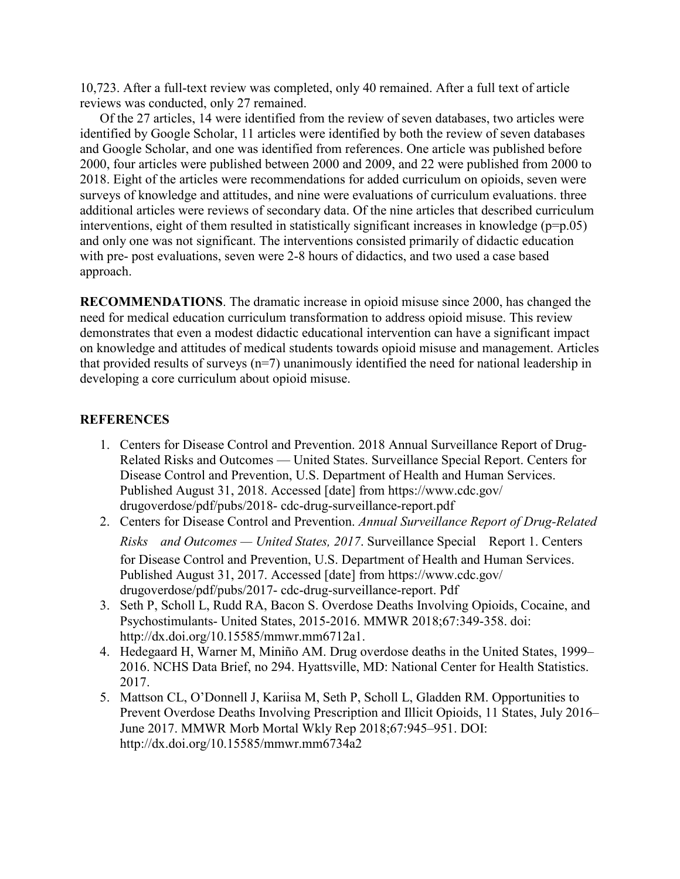10,723. After a full-text review was completed, only 40 remained. After a full text of article reviews was conducted, only 27 remained.

Of the 27 articles, 14 were identified from the review of seven databases, two articles were identified by Google Scholar, 11 articles were identified by both the review of seven databases and Google Scholar, and one was identified from references. One article was published before 2000, four articles were published between 2000 and 2009, and 22 were published from 2000 to 2018. Eight of the articles were recommendations for added curriculum on opioids, seven were surveys of knowledge and attitudes, and nine were evaluations of curriculum evaluations. three additional articles were reviews of secondary data. Of the nine articles that described curriculum interventions, eight of them resulted in statistically significant increases in knowledge (p=p.05) and only one was not significant. The interventions consisted primarily of didactic education with pre- post evaluations, seven were 2-8 hours of didactics, and two used a case based approach.

**RECOMMENDATIONS**. The dramatic increase in opioid misuse since 2000, has changed the need for medical education curriculum transformation to address opioid misuse. This review demonstrates that even a modest didactic educational intervention can have a significant impact on knowledge and attitudes of medical students towards opioid misuse and management. Articles that provided results of surveys (n=7) unanimously identified the need for national leadership in developing a core curriculum about opioid misuse.

## REFERENCES

1. Centers for Disease Control and Prevention. 2018 Annual Surveillance Report of Drug-Related Risks and Outcomes — United States. Surveillance Special Report. Centers for Disease Control and Prevention, U.S. Department of Health and Human Services. Published August 31, 2018. Accessed [date] from https://www.cdc.gov/ drugoverdose/pdf/pubs/2018- cdc-drug-surveillance-report.pdf
2. Centers for Disease Control and Prevention. *Annual Surveillance Report of Drug-Related Risks and Outcomes — United States, 2017*. Surveillance Special Report 1. Centers for Disease Control and Prevention, U.S. Department of Health and Human Services. Published August 31, 2017. Accessed [date] from https://www.cdc.gov/ drugoverdose/pdf/pubs/2017- cdc-drug-surveillance-report. Pdf
3. Seth P, Scholl L, Rudd RA, Bacon S. Overdose Deaths Involving Opioids, Cocaine, and Psychostimulants- United States, 2015-2016. MMWR 2018;67:349-358. doi: http://dx.doi.org/10.15585/mmwr.mm6712a1.
4. Hedegaard H, Warner M, Miniño AM. Drug overdose deaths in the United States, 1999–2016. NCHS Data Brief, no 294. Hyattsville, MD: National Center for Health Statistics. 2017.
5. Mattson CL, O'Donnell J, Kariisa M, Seth P, Scholl L, Gladden RM. Opportunities to Prevent Overdose Deaths Involving Prescription and Illicit Opioids, 11 States, July 2016–June 2017. MMWR Morb Mortal Wkly Rep 2018;67:945–951. DOI: http://dx.doi.org/10.15585/mmwr.mm6734a2